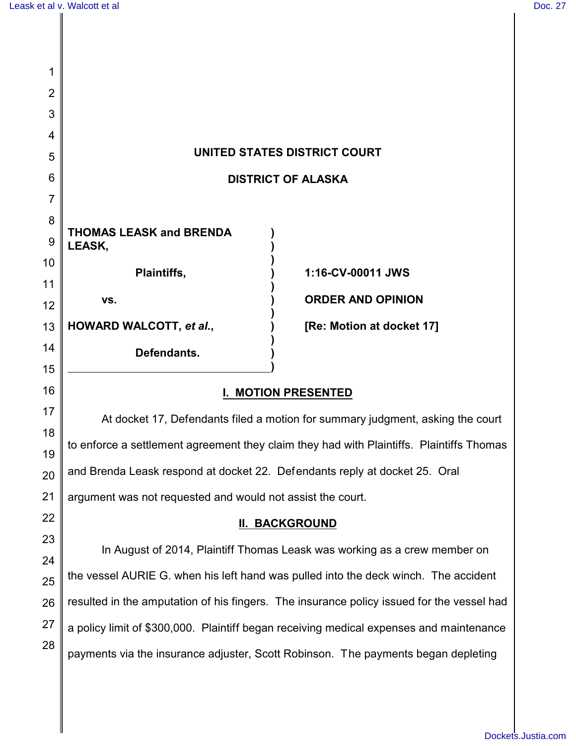# UNITED STATES DISTRICT COURT

# DISTRICT OF ALASKA

| | | |
|---|---|---|
| **THOMAS LEASK and BRENDA LEASK,** | ) | |
| **Plaintiffs,** | ) | **1:16-CV-00011 JWS** |
| **vs.** | ) | **ORDER AND OPINION** |
| **HOWARD WALCOTT, *et al.*,** | ) | **[Re: Motion at docket 17]** |
| **Defendants.** | ) | |

## I. MOTION PRESENTED

At docket 17, Defendants filed a motion for summary judgment, asking the court to enforce a settlement agreement they claim they had with Plaintiffs. Plaintiffs Thomas and Brenda Leask respond at docket 22. Defendants reply at docket 25. Oral argument was not requested and would not assist the court.

## II. BACKGROUND

In August of 2014, Plaintiff Thomas Leask was working as a crew member on the vessel AURIE G. when his left hand was pulled into the deck winch. The accident resulted in the amputation of his fingers. The insurance policy issued for the vessel had a policy limit of $300,000. Plaintiff began receiving medical expenses and maintenance payments via the insurance adjuster, Scott Robinson. The payments began depleting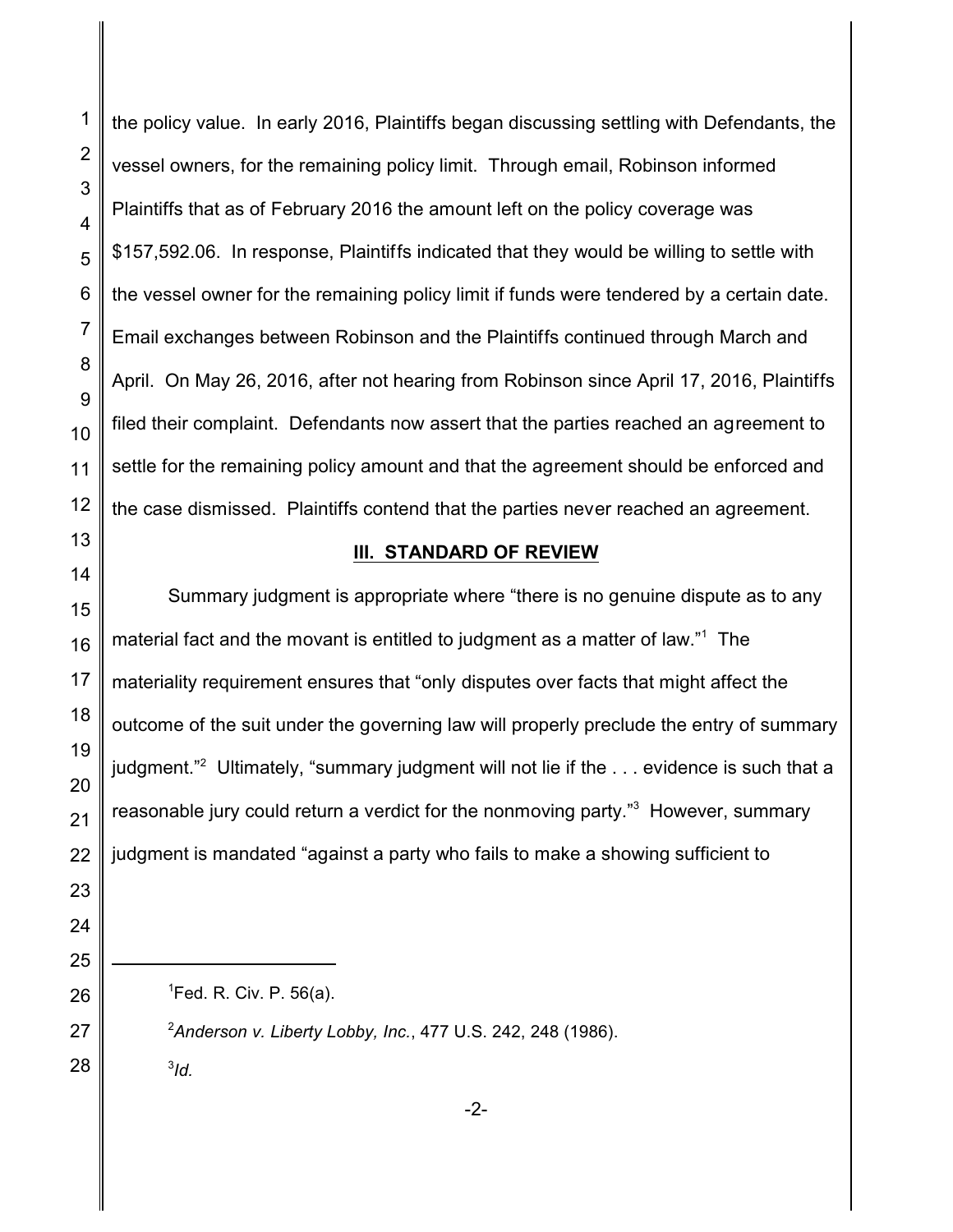the policy value. In early 2016, Plaintiffs began discussing settling with Defendants, the vessel owners, for the remaining policy limit. Through email, Robinson informed Plaintiffs that as of February 2016 the amount left on the policy coverage was $157,592.06. In response, Plaintiffs indicated that they would be willing to settle with the vessel owner for the remaining policy limit if funds were tendered by a certain date. Email exchanges between Robinson and the Plaintiffs continued through March and April. On May 26, 2016, after not hearing from Robinson since April 17, 2016, Plaintiffs filed their complaint. Defendants now assert that the parties reached an agreement to settle for the remaining policy amount and that the agreement should be enforced and the case dismissed. Plaintiffs contend that the parties never reached an agreement.

## III. STANDARD OF REVIEW

Summary judgment is appropriate where "there is no genuine dispute as to any material fact and the movant is entitled to judgment as a matter of law."[1] The materiality requirement ensures that "only disputes over facts that might affect the outcome of the suit under the governing law will properly preclude the entry of summary judgment."[2] Ultimately, "summary judgment will not lie if the . . . evidence is such that a reasonable jury could return a verdict for the nonmoving party."[3] However, summary judgment is mandated "against a party who fails to make a showing sufficient to

---

[1] Fed. R. Civ. P. 56(a).

[2] *Anderson v. Liberty Lobby, Inc.*, 477 U.S. 242, 248 (1986).

[3] *Id.*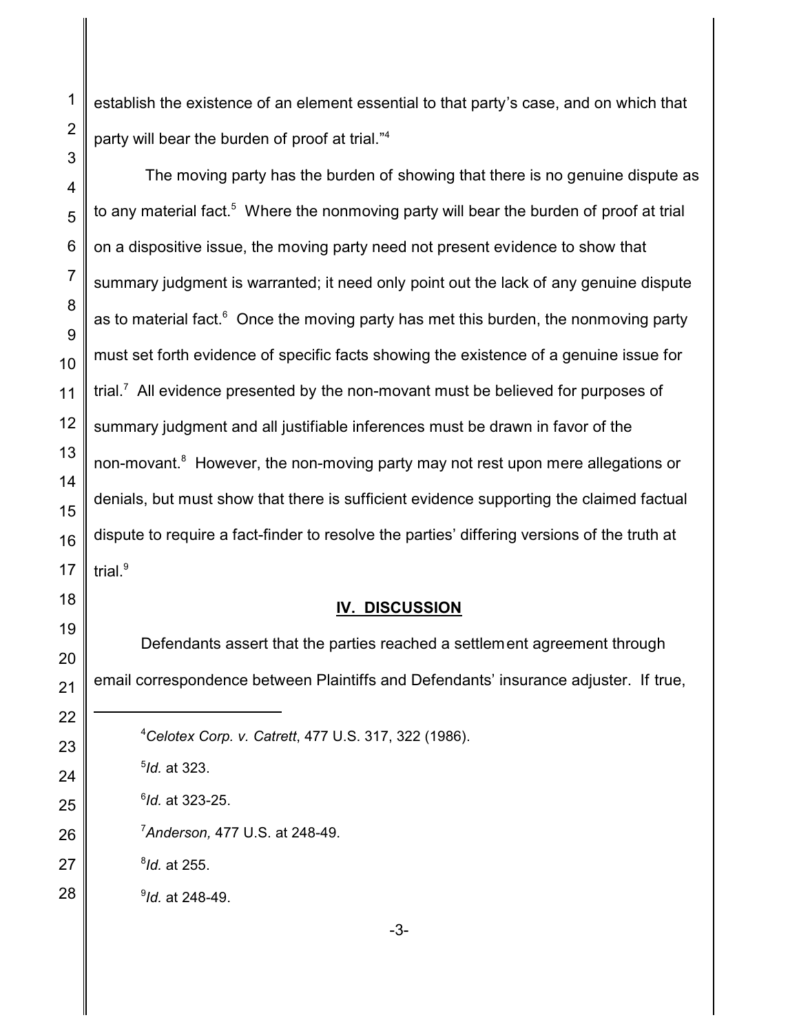establish the existence of an element essential to that party's case, and on which that party will bear the burden of proof at trial."[4]

The moving party has the burden of showing that there is no genuine dispute as to any material fact.[5] Where the nonmoving party will bear the burden of proof at trial on a dispositive issue, the moving party need not present evidence to show that summary judgment is warranted; it need only point out the lack of any genuine dispute as to material fact.[6] Once the moving party has met this burden, the nonmoving party must set forth evidence of specific facts showing the existence of a genuine issue for trial.[7] All evidence presented by the non-movant must be believed for purposes of summary judgment and all justifiable inferences must be drawn in favor of the non-movant.[8] However, the non-moving party may not rest upon mere allegations or denials, but must show that there is sufficient evidence supporting the claimed factual dispute to require a fact-finder to resolve the parties' differing versions of the truth at trial.[9]

## IV. DISCUSSION

Defendants assert that the parties reached a settlement agreement through email correspondence between Plaintiffs and Defendants' insurance adjuster. If true,

---

[4] *Celotex Corp. v. Catrett*, 477 U.S. 317, 322 (1986).

[5] *Id.* at 323.

[6] *Id.* at 323-25.

[7] *Anderson,* 477 U.S. at 248-49.

[8] *Id.* at 255.

[9] *Id.* at 248-49.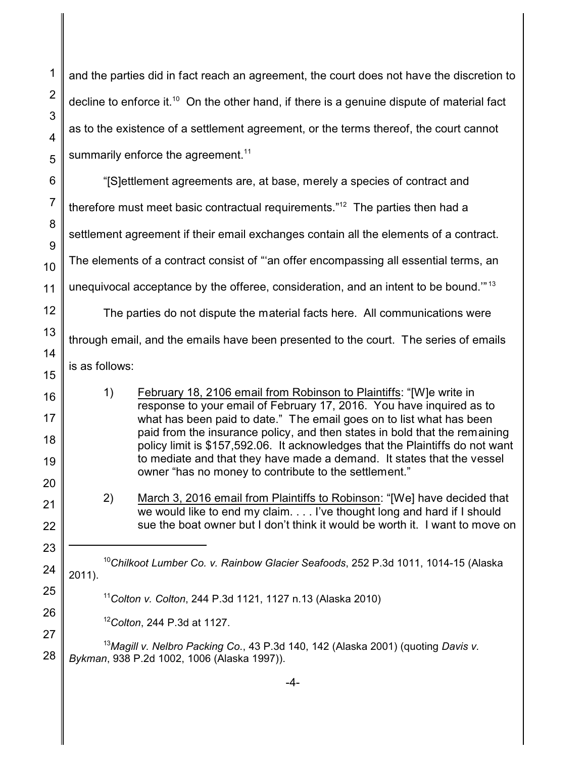and the parties did in fact reach an agreement, the court does not have the discretion to decline to enforce it.[10] On the other hand, if there is a genuine dispute of material fact as to the existence of a settlement agreement, or the terms thereof, the court cannot summarily enforce the agreement.[11]

"[S]ettlement agreements are, at base, merely a species of contract and therefore must meet basic contractual requirements."[12] The parties then had a settlement agreement if their email exchanges contain all the elements of a contract. The elements of a contract consist of "'an offer encompassing all essential terms, an unequivocal acceptance by the offeree, consideration, and an intent to be bound.'"[13]

The parties do not dispute the material facts here. All communications were through email, and the emails have been presented to the court. The series of emails is as follows:

1) <u>February 18, 2106 email from Robinson to Plaintiffs</u>: "[W]e write in response to your email of February 17, 2016. You have inquired as to what has been paid to date." The email goes on to list what has been paid from the insurance policy, and then states in bold that the remaining policy limit is $157,592.06. It acknowledges that the Plaintiffs do not want to mediate and that they have made a demand. It states that the vessel owner "has no money to contribute to the settlement."

2) <u>March 3, 2016 email from Plaintiffs to Robinson</u>: "[We] have decided that we would like to end my claim. . . . I've thought long and hard if I should sue the boat owner but I don't think it would be worth it. I want to move on

---

[10] *Chilkoot Lumber Co. v. Rainbow Glacier Seafoods*, 252 P.3d 1011, 1014-15 (Alaska 2011).

[11] *Colton v. Colton*, 244 P.3d 1121, 1127 n.13 (Alaska 2010)

[12] *Colton*, 244 P.3d at 1127.

[13] *Magill v. Nelbro Packing Co.*, 43 P.3d 140, 142 (Alaska 2001) (quoting *Davis v. Bykman*, 938 P.2d 1002, 1006 (Alaska 1997)).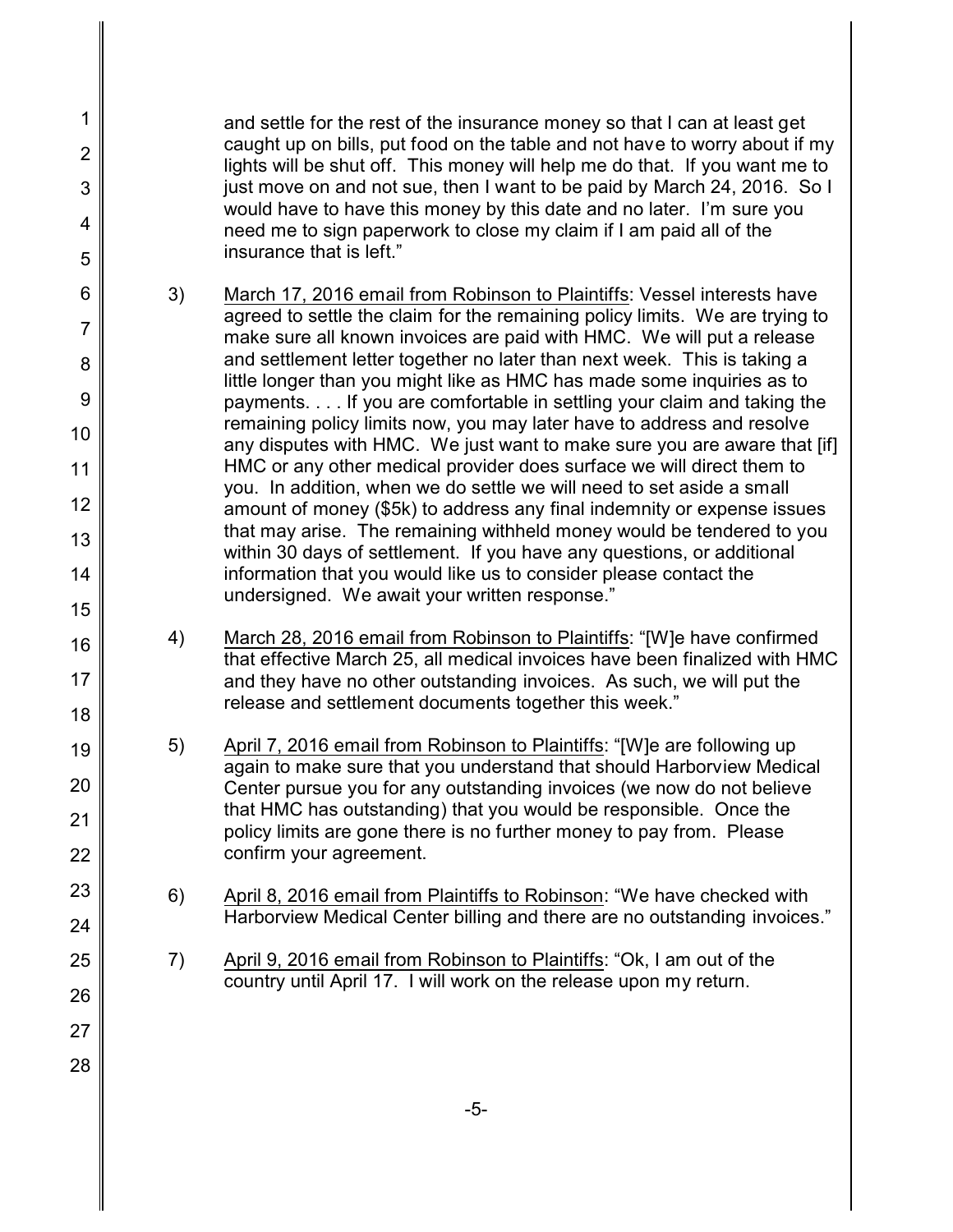and settle for the rest of the insurance money so that I can at least get caught up on bills, put food on the table and not have to worry about if my lights will be shut off. This money will help me do that. If you want me to just move on and not sue, then I want to be paid by March 24, 2016. So I would have to have this money by this date and no later. I'm sure you need me to sign paperwork to close my claim if I am paid all of the insurance that is left."

3) <u>March 17, 2016 email from Robinson to Plaintiffs</u>: Vessel interests have agreed to settle the claim for the remaining policy limits. We are trying to make sure all known invoices are paid with HMC. We will put a release and settlement letter together no later than next week. This is taking a little longer than you might like as HMC has made some inquiries as to payments. . . . If you are comfortable in settling your claim and taking the remaining policy limits now, you may later have to address and resolve any disputes with HMC. We just want to make sure you are aware that [if] HMC or any other medical provider does surface we will direct them to you. In addition, when we do settle we will need to set aside a small amount of money ($5k) to address any final indemnity or expense issues that may arise. The remaining withheld money would be tendered to you within 30 days of settlement. If you have any questions, or additional information that you would like us to consider please contact the undersigned. We await your written response."

4) <u>March 28, 2016 email from Robinson to Plaintiffs</u>: "[W]e have confirmed that effective March 25, all medical invoices have been finalized with HMC and they have no other outstanding invoices. As such, we will put the release and settlement documents together this week."

5) <u>April 7, 2016 email from Robinson to Plaintiffs</u>: "[W]e are following up again to make sure that you understand that should Harborview Medical Center pursue you for any outstanding invoices (we now do not believe that HMC has outstanding) that you would be responsible. Once the policy limits are gone there is no further money to pay from. Please confirm your agreement.

6) <u>April 8, 2016 email from Plaintiffs to Robinson</u>: "We have checked with Harborview Medical Center billing and there are no outstanding invoices."

7) <u>April 9, 2016 email from Robinson to Plaintiffs</u>: "Ok, I am out of the country until April 17. I will work on the release upon my return.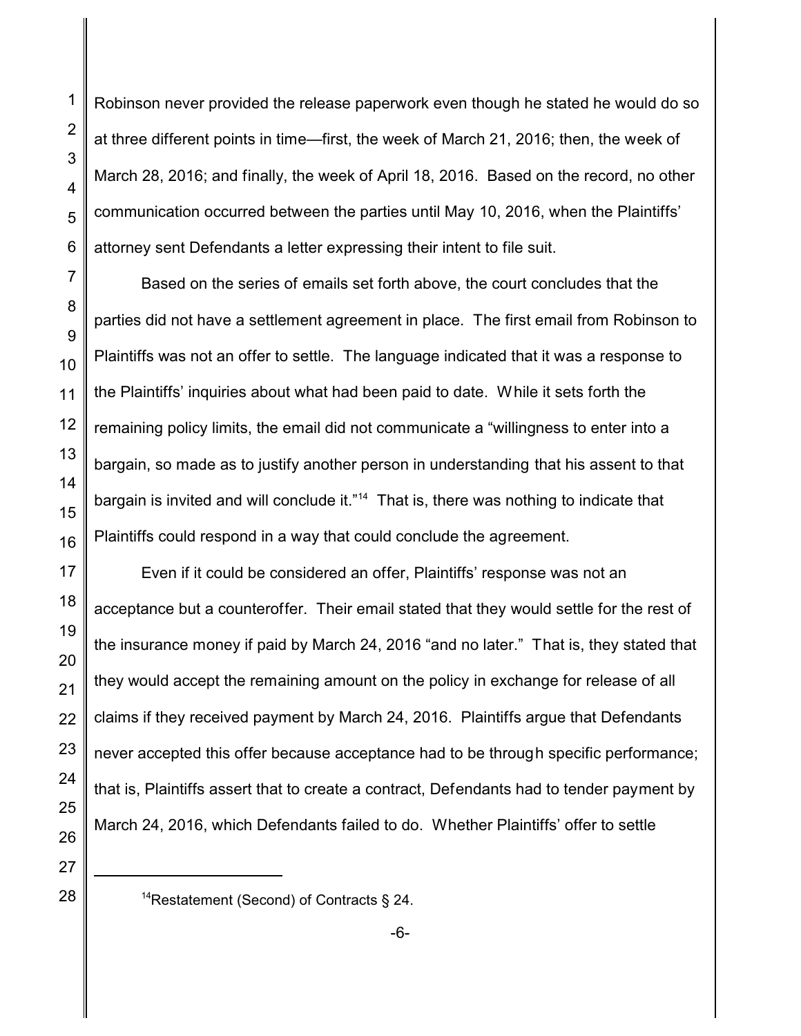Robinson never provided the release paperwork even though he stated he would do so at three different points in time—first, the week of March 21, 2016; then, the week of March 28, 2016; and finally, the week of April 18, 2016. Based on the record, no other communication occurred between the parties until May 10, 2016, when the Plaintiffs' attorney sent Defendants a letter expressing their intent to file suit.

Based on the series of emails set forth above, the court concludes that the parties did not have a settlement agreement in place. The first email from Robinson to Plaintiffs was not an offer to settle. The language indicated that it was a response to the Plaintiffs' inquiries about what had been paid to date. While it sets forth the remaining policy limits, the email did not communicate a "willingness to enter into a bargain, so made as to justify another person in understanding that his assent to that bargain is invited and will conclude it."[14] That is, there was nothing to indicate that Plaintiffs could respond in a way that could conclude the agreement.

Even if it could be considered an offer, Plaintiffs' response was not an acceptance but a counteroffer. Their email stated that they would settle for the rest of the insurance money if paid by March 24, 2016 "and no later." That is, they stated that they would accept the remaining amount on the policy in exchange for release of all claims if they received payment by March 24, 2016. Plaintiffs argue that Defendants never accepted this offer because acceptance had to be through specific performance; that is, Plaintiffs assert that to create a contract, Defendants had to tender payment by March 24, 2016, which Defendants failed to do. Whether Plaintiffs' offer to settle

---

[14] Restatement (Second) of Contracts § 24.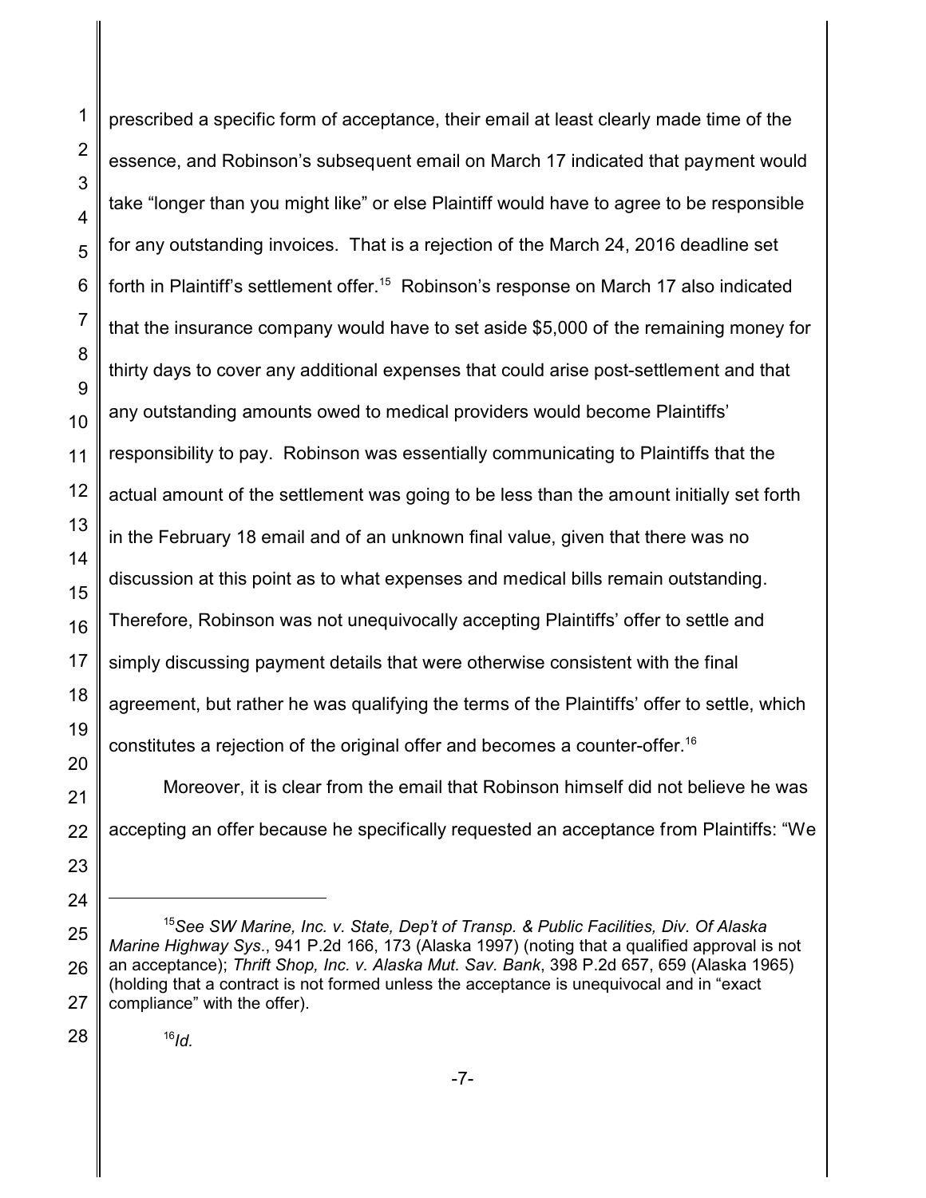prescribed a specific form of acceptance, their email at least clearly made time of the essence, and Robinson's subsequent email on March 17 indicated that payment would take "longer than you might like" or else Plaintiff would have to agree to be responsible for any outstanding invoices. That is a rejection of the March 24, 2016 deadline set forth in Plaintiff's settlement offer.[15] Robinson's response on March 17 also indicated that the insurance company would have to set aside $5,000 of the remaining money for thirty days to cover any additional expenses that could arise post-settlement and that any outstanding amounts owed to medical providers would become Plaintiffs' responsibility to pay. Robinson was essentially communicating to Plaintiffs that the actual amount of the settlement was going to be less than the amount initially set forth in the February 18 email and of an unknown final value, given that there was no discussion at this point as to what expenses and medical bills remain outstanding. Therefore, Robinson was not unequivocally accepting Plaintiffs' offer to settle and simply discussing payment details that were otherwise consistent with the final agreement, but rather he was qualifying the terms of the Plaintiffs' offer to settle, which constitutes a rejection of the original offer and becomes a counter-offer.[16]

Moreover, it is clear from the email that Robinson himself did not believe he was accepting an offer because he specifically requested an acceptance from Plaintiffs: "We

---

[15] *See SW Marine, Inc. v. State, Dep't of Transp. & Public Facilities, Div. Of Alaska Marine Highway Sys.*, 941 P.2d 166, 173 (Alaska 1997) (noting that a qualified approval is not an acceptance); *Thrift Shop, Inc. v. Alaska Mut. Sav. Bank*, 398 P.2d 657, 659 (Alaska 1965) (holding that a contract is not formed unless the acceptance is unequivocal and in "exact compliance" with the offer).

[16] *Id.*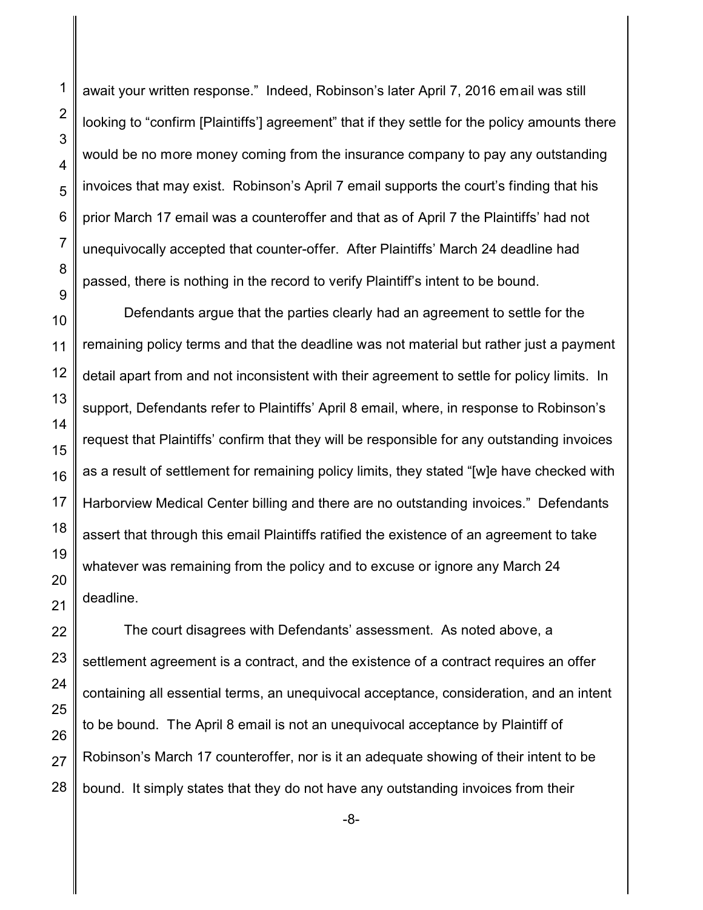await your written response." Indeed, Robinson's later April 7, 2016 email was still looking to "confirm [Plaintiffs'] agreement" that if they settle for the policy amounts there would be no more money coming from the insurance company to pay any outstanding invoices that may exist. Robinson's April 7 email supports the court's finding that his prior March 17 email was a counteroffer and that as of April 7 the Plaintiffs' had not unequivocally accepted that counter-offer. After Plaintiffs' March 24 deadline had passed, there is nothing in the record to verify Plaintiff's intent to be bound.

Defendants argue that the parties clearly had an agreement to settle for the remaining policy terms and that the deadline was not material but rather just a payment detail apart from and not inconsistent with their agreement to settle for policy limits. In support, Defendants refer to Plaintiffs' April 8 email, where, in response to Robinson's request that Plaintiffs' confirm that they will be responsible for any outstanding invoices as a result of settlement for remaining policy limits, they stated "[w]e have checked with Harborview Medical Center billing and there are no outstanding invoices." Defendants assert that through this email Plaintiffs ratified the existence of an agreement to take whatever was remaining from the policy and to excuse or ignore any March 24 deadline.

The court disagrees with Defendants' assessment. As noted above, a settlement agreement is a contract, and the existence of a contract requires an offer containing all essential terms, an unequivocal acceptance, consideration, and an intent to be bound. The April 8 email is not an unequivocal acceptance by Plaintiff of Robinson's March 17 counteroffer, nor is it an adequate showing of their intent to be bound. It simply states that they do not have any outstanding invoices from their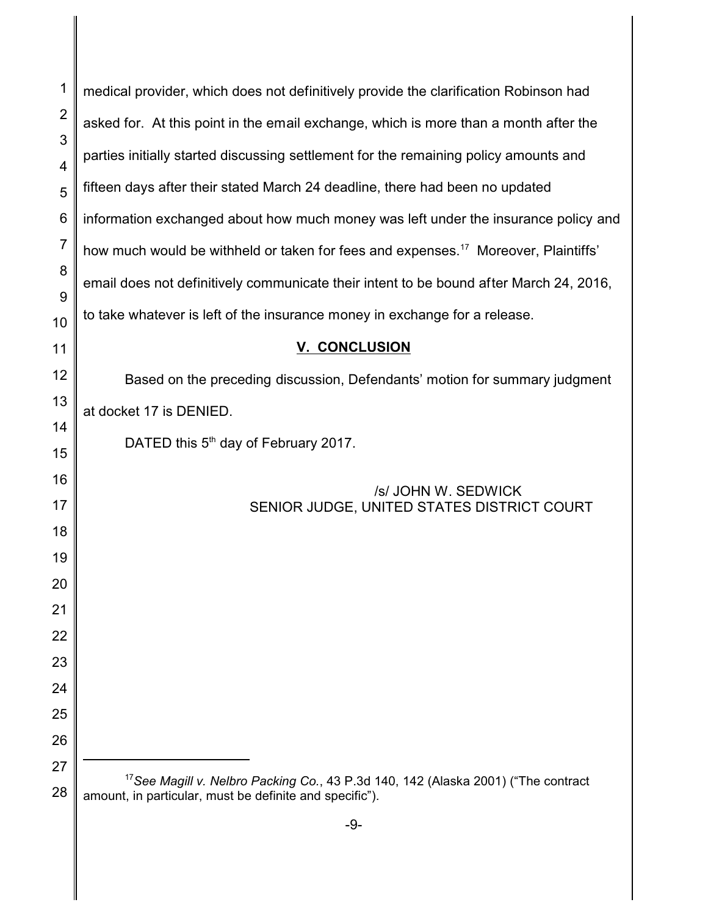medical provider, which does not definitively provide the clarification Robinson had asked for. At this point in the email exchange, which is more than a month after the parties initially started discussing settlement for the remaining policy amounts and fifteen days after their stated March 24 deadline, there had been no updated information exchanged about how much money was left under the insurance policy and how much would be withheld or taken for fees and expenses.[17] Moreover, Plaintiffs' email does not definitively communicate their intent to be bound after March 24, 2016, to take whatever is left of the insurance money in exchange for a release.

## V. CONCLUSION

Based on the preceding discussion, Defendants' motion for summary judgment at docket 17 is DENIED.

DATED this 5th day of February 2017.

/s/ JOHN W. SEDWICK
SENIOR JUDGE, UNITED STATES DISTRICT COURT

---

[17] *See Magill v. Nelbro Packing Co.*, 43 P.3d 140, 142 (Alaska 2001) ("The contract amount, in particular, must be definite and specific").